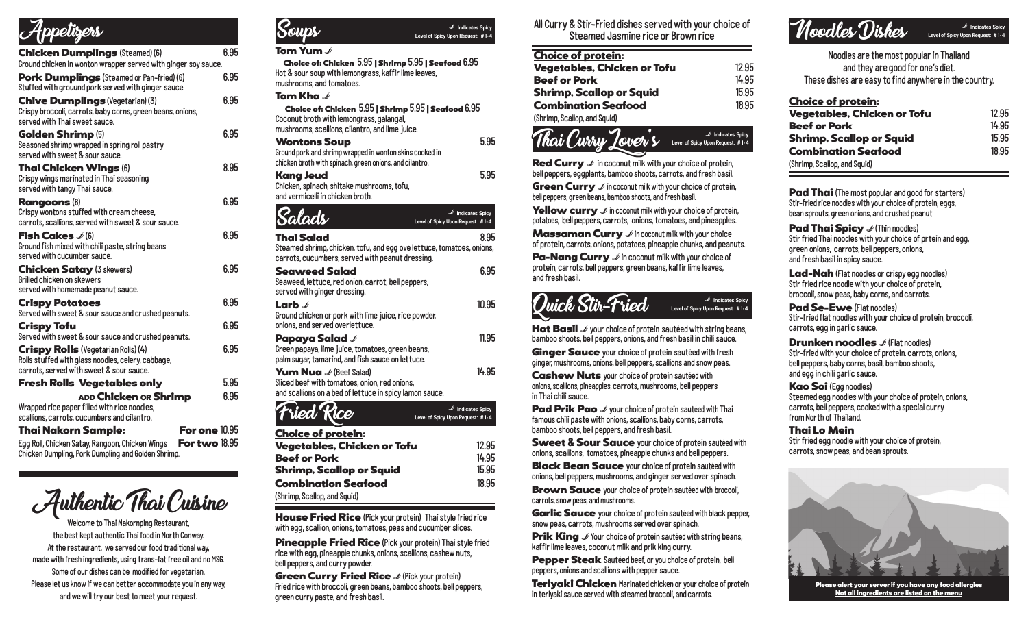# Appetizers

**Chicken Dumplings** (Steamed) (6) — 6.95
Ground chicken in wonton wrapper served with ginger soy sauce.

**Pork Dumplings** (Steamed or Pan-fried) (6) — 6.95
Stuffed with grouund pork served with ginger sauce.

**Chive Dumplings** (Vegetarian) (3) — 6.95
Crispy broccoli, carrots, baby corns, green beans, onions, served with Thai sweet sauce.

**Golden Shrimp** (5) — 6.95
Seasoned shrimp wrapped in spring roll pastry served with sweet & sour sauce.

**Thai Chicken Wings** (6) — 8.95
Crispy wings marinated in Thai seasoning served with tangy Thai sauce.

**Rangoons** (6) — 6.95
Crispy wontons stuffed with cream cheese, carrots, scallions, served with sweet & sour sauce.

**Fish Cakes** (6) — 6.95
Ground fish mixed with chili paste, string beans served with cucumber sauce.

**Chicken Satay** (3 skewers) — 6.95
Grilled chicken on skewers served with homemade peanut sauce.

**Crispy Potatoes** — 6.95
Served with sweet & sour sauce and crushed peanuts.

**Crispy Tofu** — 6.95
Served with sweet & sour sauce and crushed peanuts.

**Crispy Rolls** (Vegetarian Rolls) (4) — 6.95
Rolls stuffed with glass noodles, celery, cabbage, carrots, served with sweet & sour sauce.

**Fresh Rolls Vegetables only** — 5.95
**ADD Chicken OR Shrimp** — 6.95
Wrapped rice paper filled with rice noodles, scallions, carrots, cucumbers and cilantro.

**Thai Nakorn Sample:** — **For one** 10.95 / **For two** 18.95
Egg Roll, Chicken Satay, Rangoon, Chicken Wings Chicken Dumpling, Pork Dumpling and Golden Shrimp.

# Authentic Thai Cuisine

Welcome to Thai Nakornping Restaurant, the best kept authentic Thai food in North Conway. At the restaurant, we served our food traditional way, made with fresh ingredients, using trans-fat free oil and no MSG. Some of our dishes can be modified for vegetarian. Please let us know if we can better accommodate you in any way, and we will try our best to meet your request.

# Soups

Indicates Spicy — Level of Spicy Upon Request: # 1-4

**Tom Yum**
Choice of: Chicken 5.95 | Shrimp 5.95 | Seafood 6.95
Hot & sour soup with lemongrass, kaffir lime leaves, mushrooms, and tomatoes.

**Tom Kha**
Choice of: Chicken 5.95 | Shrimp 5.95 | Seafood 6.95
Coconut broth with lemongrass, galangal, mushrooms, scallions, cilantro, and lime juice.

**Wontons Soup** — 5.95
Ground pork and shrimp wrapped in wonton skins cooked in chicken broth with spinach, green onions, and cilantro.

**Kang Jeud** — 5.95
Chicken, spinach, shitake mushrooms, tofu, and vermicelli in chicken broth.

# Salads

Indicates Spicy — Level of Spicy Upon Request: # 1-4

**Thai Salad** — 8.95
Steamed shrimp, chicken, tofu, and egg ove lettuce, tomatoes, onions, carrots, cucumbers, served with peanut dressing.

**Seaweed Salad** — 6.95
Seaweed, lettuce, red onion, carrot, bell peppers, served with ginger dressing.

**Larb** — 10.95
Ground chicken or pork with lime juice, rice powder, onions, and served overlettuce.

**Papaya Salad** — 11.95
Green papaya, lime juice, tomatoes, green beans, palm sugar, tamarind, and fish sauce on lettuce.

**Yum Nua** (Beef Salad) — 14.95
Sliced beef with tomatoes, onion, red onions, and scallions on a bed of lettuce in spicy lamon sauce.

# Fried Rice

Indicates Spicy — Level of Spicy Upon Request: # 1-4

| Choice of protein: | |
|---|---|
| Vegetables, Chicken or Tofu | 12.95 |
| Beef or Pork | 14.95 |
| Shrimp, Scallop or Squid | 15.95 |
| Combination Seafood | 18.95 |

(Shrimp, Scallop, and Squid)

**House Fried Rice** (Pick your protein) Thai style fried rice with egg, scallion, onions, tomatoes, peas and cucumber slices.

**Pineapple Fried Rice** (Pick your protein) Thai style fried rice with egg, pineapple chunks, onions, scallions, cashew nuts, bell peppers, and curry powder.

**Green Curry Fried Rice** (Pick your protein) Fried rice with broccoli, green beans, bamboo shoots, bell peppers, green curry paste, and fresh basil.

All Curry & Stir-Fried dishes served with your choice of Steamed Jasmine rice or Brown rice

| Choice of protein: | |
|---|---|
| Vegetables, Chicken or Tofu | 12.95 |
| Beef or Pork | 14.95 |
| Shrimp, Scallop or Squid | 15.95 |
| Combination Seafood | 18.95 |

(Shrimp, Scallop, and Squid)

# Thai Curry Lover's

Indicates Spicy — Level of Spicy Upon Request: # 1-4

**Red Curry** in coconut milk with your choice of protein, bell peppers, eggplants, bamboo shoots, carrots, and fresh basil.

**Green Curry** in coconut milk with your choice of protein, bell peppers, green beans, bamboo shoots, and fresh basil.

**Yellow curry** in coconut milk with your choice of protein, potatoes, bell peppers, carrots, onions, tomatoes, and pineapples.

**Massaman Curry** in coconut milk with your choice of protein, carrots, onions, potatoes, pineapple chunks, and peanuts.

**Pa-Nang Curry** in coconut milk with your choice of protein, carrots, bell peppers, green beans, kaffir lime leaves, and fresh basil.

# Quick Stir-Fried

Indicates Spicy — Level of Spicy Upon Request: # 1-4

**Hot Basil** your choice of protein sautéed with string beans, bamboo shoots, bell peppers, onions, and fresh basil in chili sauce.

**Ginger Sauce** your choice of protein sautéed with fresh ginger, mushrooms, onions, bell peppers, scallions and snow peas.

**Cashew Nuts** your choice of protein sautéed with onions, scallions, pineapples, carrots, mushrooms, bell peppers in Thai chili sauce.

**Pad Prik Pao** your choice of protein sautéed with Thai famous chili paste with onions, scallions, baby corns, carrots, bamboo shoots, bell peppers, and fresh basil.

**Sweet & Sour Sauce** your choice of protein sautéed with onions, scallions, tomatoes, pineapple chunks and bell peppers.

**Black Bean Sauce** your choice of protein sautéed with onions, bell peppers, mushrooms, and ginger served over spinach.

**Brown Sauce** your choice of protein sautéed with broccoli, carrots, snow peas, and mushrooms.

**Garlic Sauce** your choice of protein sautéed with black pepper, snow peas, carrots, mushrooms served over spinach.

**Prik King** Your choice of protein sautéed with string beans, kaffir lime leaves, coconut milk and prik king curry.

**Pepper Steak** Sautéed beef, or you choice of protein, bell peppers, onions and scallions with pepper sauce.

**Teriyaki Chicken** Marinated chicken or your choice of protein in teriyaki sauce served with steamed broccoli, and carrots.

# Noodles Dishes

Indicates Spicy — Level of Spicy Upon Request: # 1-4

Noodles are the most popular in Thailand and they are good for one's diet. These dishes are easy to find anywhere in the country.

| Choice of protein: | |
|---|---|
| Vegetables, Chicken or Tofu | 12.95 |
| Beef or Pork | 14.95 |
| Shrimp, Scallop or Squid | 15.95 |
| Combination Seafood | 18.95 |

(Shrimp, Scallop, and Squid)

**Pad Thai** (The most popular and good for starters) Stir-fried rice noodles with your choice of protein, eggs, bean sprouts, green onions, and crushed peanut

**Pad Thai Spicy** (Thin noodles) Stir fried Thai noodles with your choice of prtein and egg, green onions, carrots, bell peppers, onions, and fresh basil in spicy sauce.

**Lad-Nah** (Flat noodles or crispy egg noodles) Stir fried rice noodle with your choice of protein, broccoli, snow peas, baby corns, and carrots.

**Pad Se-Ewe** (Flat noodles) Stir-fried flat noodles with your choice of protein, broccoli, carrots, egg in garlic sauce.

**Drunken noodles** (Flat noodles) Stir-fried with your choice of protein. carrots, onions, bell peppers, baby corns, basil, bamboo shoots, and egg in chili garlic sauce.

**Kao Soi** (Egg noodles) Steamed egg noodles with your choice of protein, onions, carrots, bell peppers, cooked with a special curry from North of Thailand.

**Thai Lo Mein** Stir fried egg noodle with your choice of protein, carrots, snow peas, and bean sprouts.

**Please alert your server if you have any food allergies**
**Not all ingredients are listed on the menu**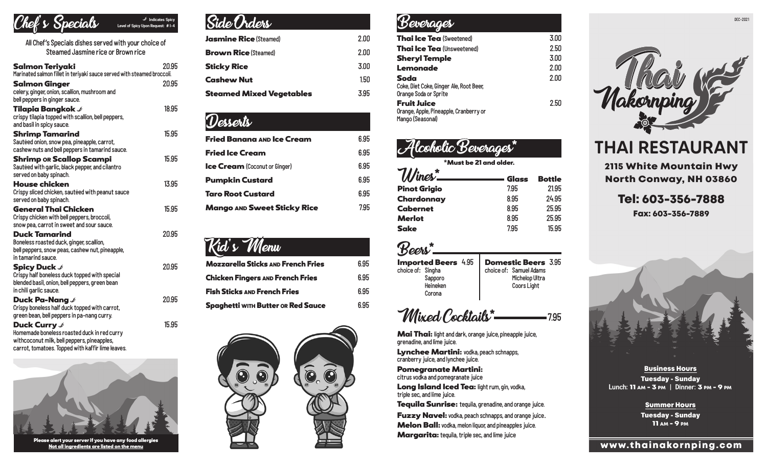## Chef's Specials

🌶 Indicates Spicy
Level of Spicy Upon Request: # 1-4

All Chef's Specials dishes served with your choice of Steamed Jasmine rice or Brown rice

**Salmon Teriyaki** 20.95
Marinated salmon fillet in teriyaki sauce served with steamed broccoli.

**Salmon Ginger** 20.95
celery, ginger, onion, scallion, mushroom and bell peppers in ginger sauce.

**Tilapia Bangkok** 🌶 18.95
crispy tilapia topped with scallion, bell peppers, and basil in spicy sauce.

**Shrimp Tamarind** 15.95
Sautéed onion, snow pea, pineapple, carrot, cashew nuts and bell peppers in tamarind sauce.

**Shrimp or Scallop Scampi** 15.95
Sautéed with garlic, black pepper, and cilantro served on baby spinach.

**House chicken** 13.95
Crispy sliced chicken, sautéed with peanut sauce served on baby spinach.

**General Thai Chicken** 15.95
Crispy chicken with bell peppers, broccoli, snow pea, carrot in sweet and sour sauce.

**Duck Tamarind** 20.95
Boneless roasted duck, ginger, scallion, bell peppers, snow peas, cashew nut, pineapple, in tamarind sauce.

**Spicy Duck** 🌶 20.95
Crispy half boneless duck topped with special blended basil, onion, bell peppers, green bean in chili garlic sauce.

**Duck Pa-Nang** 🌶 20.95
Crispy boneless half duck topped with carrot, green bean, bell peppers in pa-nang curry.

**Duck Curry** 🌶 15.95
Homemade boneless roasted duck in red curry withcoconut milk, bell peppers, pineapples, carrot, tomatoes. Topped with kaffir lime leaves.

Please alert your server if you have any food allergies
Not all ingredients are listed on the menu

## Side Orders

| | |
|---|---|
| **Jasmine Rice** (Steamed) | 2.00 |
| **Brown Rice** (Steamed) | 2.00 |
| **Sticky Rice** | 3.00 |
| **Cashew Nut** | 1.50 |
| **Steamed Mixed Vegetables** | 3.95 |

## Desserts

| | |
|---|---|
| **Fried Banana and Ice Cream** | 6.95 |
| **Fried Ice Cream** | 6.95 |
| **Ice Cream** (Coconut or Ginger) | 6.95 |
| **Pumpkin Custard** | 6.95 |
| **Taro Root Custard** | 6.95 |
| **Mango and Sweet Sticky Rice** | 7.95 |

## Kid's Menu

| | |
|---|---|
| **Mozzarella Sticks and French Fries** | 6.95 |
| **Chicken Fingers and French Fries** | 6.95 |
| **Fish Sticks and French Fries** | 6.95 |
| **Spaghetti with Butter or Red Sauce** | 6.95 |

## Beverages

| | |
|---|---|
| **Thai Ice Tea** (Sweetened) | 3.00 |
| **Thai Ice Tea** (Unsweetened) | 2.50 |
| **Sheryl Temple** | 3.00 |
| **Lemonade** | 2.00 |
| **Soda** Coke, Diet Coke, Ginger Ale, Root Beer, Orange Soda or Sprite | 2.00 |
| **Fruit Juice** Orange, Apple, Pineapple, Cranberry or Mango (Seasonal) | 2.50 |

## Alcoholic Beverages*

*Must be 21 and older.

### Wines*

| | Glass | Bottle |
|---|---|---|
| **Pinot Grigio** | 7.95 | 21.95 |
| **Chardonnay** | 8.95 | 24.95 |
| **Cabernet** | 8.95 | 25.95 |
| **Merlot** | 8.95 | 25.95 |
| **Sake** | 7.95 | 15.95 |

### Beers*

**Imported Beers** 4.95
choice of: Singha, Sapporo, Heineken, Corona

**Domestic Beers** 3.95
choice of: Samuel Adams, Michelop Ultra, Coors Light

### Mixed Cocktails* 7.95

**Mai Thai:** light and dark, orange juice, pineapple juice, grenadine, and lime juice.

**Lynchee Martini:** vodka, peach schnapps, cranberry juice, and lynchee juice.

**Pomegranate Martini:** citrus vodka and pomegranate juice

**Long Island Iced Tea:** light rum, gin, vodka, triple sec, and lime juice.

**Tequila Sunrise:** tequila, grenadine, and orange juice.

**Fuzzy Navel:** vodka, peach schnapps, and orange juice.

**Melon Ball:** vodka, melon liquor, and pineapples juice.

**Margarita:** tequila, triple sec, and lime juice

DEC-2021

# Thai Nakornping

## THAI RESTAURANT

2115 White Mountain Hwy
North Conway, NH 03860

**Tel: 603-356-7888**
Fax: 603-356-7889

**Business Hours**
Tuesday - Sunday
Lunch: 11 AM - 3 PM | Dinner: 3 PM - 9 PM

**Summer Hours**
Tuesday - Sunday
11 AM - 9 PM

www.thainakornping.com